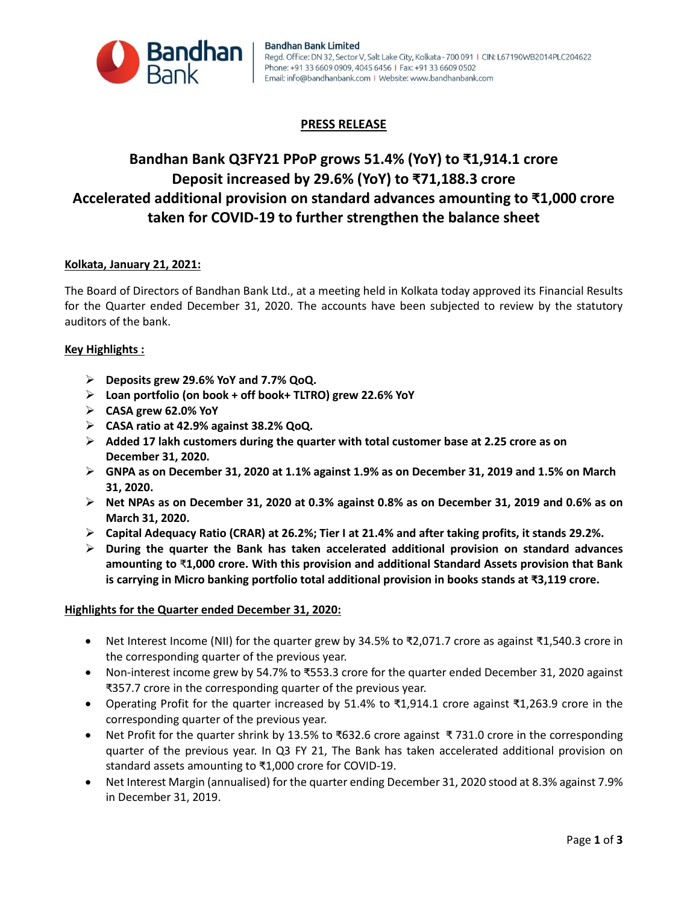Bandhan Bank Limited
Regd. Office: DN 32, Sector V, Salt Lake City, Kolkata - 700 091 | CIN: L67190WB2014PLC204622
Phone: +91 33 6609 0909, 4045 6456 | Fax: +91 33 6609 0502
Email: info@bandhanbank.com | Website: www.bandhanbank.com

## PRESS RELEASE

# Bandhan Bank Q3FY21 PPoP grows 51.4% (YoY) to ₹1,914.1 crore
# Deposit increased by 29.6% (YoY) to ₹71,188.3 crore
# Accelerated additional provision on standard advances amounting to ₹1,000 crore taken for COVID-19 to further strengthen the balance sheet

**Kolkata, January 21, 2021:**

The Board of Directors of Bandhan Bank Ltd., at a meeting held in Kolkata today approved its Financial Results for the Quarter ended December 31, 2020. The accounts have been subjected to review by the statutory auditors of the bank.

**Key Highlights :**

- **Deposits grew 29.6% YoY and 7.7% QoQ.**
- **Loan portfolio (on book + off book+ TLTRO) grew 22.6% YoY**
- **CASA grew 62.0% YoY**
- **CASA ratio at 42.9% against 38.2% QoQ.**
- **Added 17 lakh customers during the quarter with total customer base at 2.25 crore as on December 31, 2020.**
- **GNPA as on December 31, 2020 at 1.1% against 1.9% as on December 31, 2019 and 1.5% on March 31, 2020.**
- **Net NPAs as on December 31, 2020 at 0.3% against 0.8% as on December 31, 2019 and 0.6% as on March 31, 2020.**
- **Capital Adequacy Ratio (CRAR) at 26.2%; Tier I at 21.4% and after taking profits, it stands 29.2%.**
- **During the quarter the Bank has taken accelerated additional provision on standard advances amounting to ₹1,000 crore. With this provision and additional Standard Assets provision that Bank is carrying in Micro banking portfolio total additional provision in books stands at ₹3,119 crore.**

**Highlights for the Quarter ended December 31, 2020:**

- Net Interest Income (NII) for the quarter grew by 34.5% to ₹2,071.7 crore as against ₹1,540.3 crore in the corresponding quarter of the previous year.
- Non-interest income grew by 54.7% to ₹553.3 crore for the quarter ended December 31, 2020 against ₹357.7 crore in the corresponding quarter of the previous year.
- Operating Profit for the quarter increased by 51.4% to ₹1,914.1 crore against ₹1,263.9 crore in the corresponding quarter of the previous year.
- Net Profit for the quarter shrink by 13.5% to ₹632.6 crore against ₹ 731.0 crore in the corresponding quarter of the previous year. In Q3 FY 21, The Bank has taken accelerated additional provision on standard assets amounting to ₹1,000 crore for COVID-19.
- Net Interest Margin (annualised) for the quarter ending December 31, 2020 stood at 8.3% against 7.9% in December 31, 2019.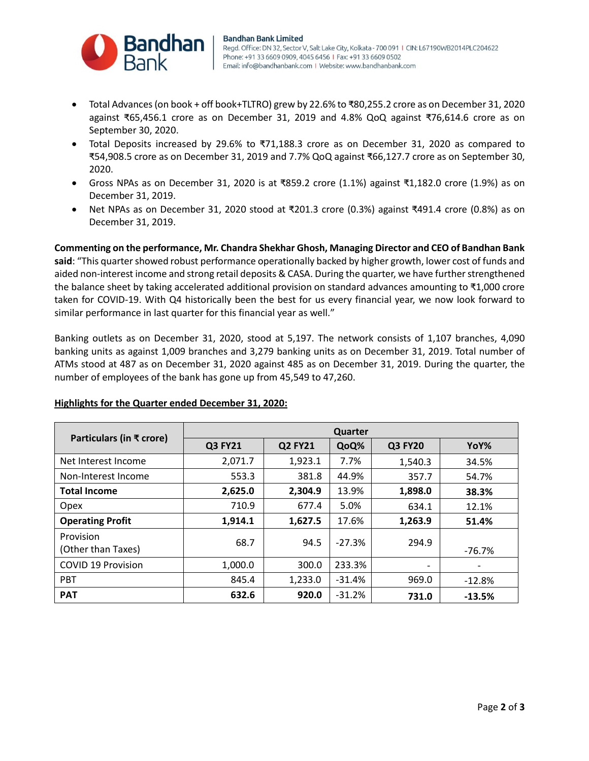- Total Advances (on book + off book+TLTRO) grew by 22.6% to ₹80,255.2 crore as on December 31, 2020 against ₹65,456.1 crore as on December 31, 2019 and 4.8% QoQ against ₹76,614.6 crore as on September 30, 2020.
- Total Deposits increased by 29.6% to ₹71,188.3 crore as on December 31, 2020 as compared to ₹54,908.5 crore as on December 31, 2019 and 7.7% QoQ against ₹66,127.7 crore as on September 30, 2020.
- Gross NPAs as on December 31, 2020 is at ₹859.2 crore (1.1%) against ₹1,182.0 crore (1.9%) as on December 31, 2019.
- Net NPAs as on December 31, 2020 stood at ₹201.3 crore (0.3%) against ₹491.4 crore (0.8%) as on December 31, 2019.

**Commenting on the performance, Mr. Chandra Shekhar Ghosh, Managing Director and CEO of Bandhan Bank said**: "This quarter showed robust performance operationally backed by higher growth, lower cost of funds and aided non-interest income and strong retail deposits & CASA. During the quarter, we have further strengthened the balance sheet by taking accelerated additional provision on standard advances amounting to ₹1,000 crore taken for COVID-19. With Q4 historically been the best for us every financial year, we now look forward to similar performance in last quarter for this financial year as well."

Banking outlets as on December 31, 2020, stood at 5,197. The network consists of 1,107 branches, 4,090 banking units as against 1,009 branches and 3,279 banking units as on December 31, 2019. Total number of ATMs stood at 487 as on December 31, 2020 against 485 as on December 31, 2019. During the quarter, the number of employees of the bank has gone up from 45,549 to 47,260.

**Highlights for the Quarter ended December 31, 2020:**

| Particulars (in ₹ crore) | Quarter | | | | |
|---|---|---|---|---|---|
| | Q3 FY21 | Q2 FY21 | QoQ% | Q3 FY20 | YoY% |
| Net Interest Income | 2,071.7 | 1,923.1 | 7.7% | 1,540.3 | 34.5% |
| Non-Interest Income | 553.3 | 381.8 | 44.9% | 357.7 | 54.7% |
| **Total Income** | **2,625.0** | **2,304.9** | 13.9% | **1,898.0** | **38.3%** |
| Opex | 710.9 | 677.4 | 5.0% | 634.1 | 12.1% |
| **Operating Profit** | **1,914.1** | **1,627.5** | 17.6% | **1,263.9** | **51.4%** |
| Provision (Other than Taxes) | 68.7 | 94.5 | -27.3% | 294.9 | -76.7% |
| COVID 19 Provision | 1,000.0 | 300.0 | 233.3% | - | - |
| PBT | 845.4 | 1,233.0 | -31.4% | 969.0 | -12.8% |
| **PAT** | **632.6** | **920.0** | -31.2% | **731.0** | **-13.5%** |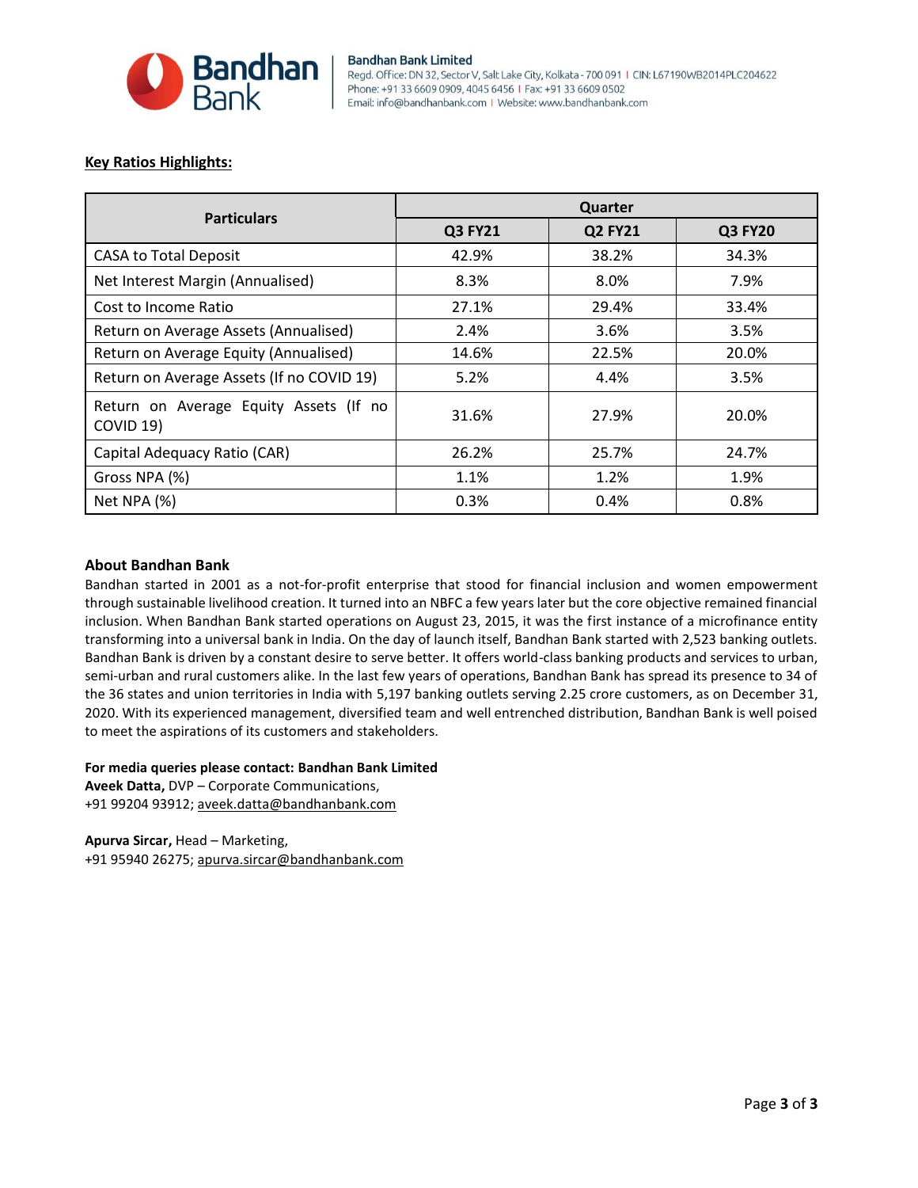## Key Ratios Highlights:

| Particulars | Quarter | | |
|---|---|---|---|
| | Q3 FY21 | Q2 FY21 | Q3 FY20 |
| CASA to Total Deposit | 42.9% | 38.2% | 34.3% |
| Net Interest Margin (Annualised) | 8.3% | 8.0% | 7.9% |
| Cost to Income Ratio | 27.1% | 29.4% | 33.4% |
| Return on Average Assets (Annualised) | 2.4% | 3.6% | 3.5% |
| Return on Average Equity (Annualised) | 14.6% | 22.5% | 20.0% |
| Return on Average Assets (If no COVID 19) | 5.2% | 4.4% | 3.5% |
| Return on Average Equity Assets (If no COVID 19) | 31.6% | 27.9% | 20.0% |
| Capital Adequacy Ratio (CAR) | 26.2% | 25.7% | 24.7% |
| Gross NPA (%) | 1.1% | 1.2% | 1.9% |
| Net NPA (%) | 0.3% | 0.4% | 0.8% |

### About Bandhan Bank

Bandhan started in 2001 as a not-for-profit enterprise that stood for financial inclusion and women empowerment through sustainable livelihood creation. It turned into an NBFC a few years later but the core objective remained financial inclusion. When Bandhan Bank started operations on August 23, 2015, it was the first instance of a microfinance entity transforming into a universal bank in India. On the day of launch itself, Bandhan Bank started with 2,523 banking outlets. Bandhan Bank is driven by a constant desire to serve better. It offers world-class banking products and services to urban, semi-urban and rural customers alike. In the last few years of operations, Bandhan Bank has spread its presence to 34 of the 36 states and union territories in India with 5,197 banking outlets serving 2.25 crore customers, as on December 31, 2020. With its experienced management, diversified team and well entrenched distribution, Bandhan Bank is well poised to meet the aspirations of its customers and stakeholders.

**For media queries please contact: Bandhan Bank Limited**
**Aveek Datta,** DVP – Corporate Communications,
+91 99204 93912; aveek.datta@bandhanbank.com

**Apurva Sircar,** Head – Marketing,
+91 95940 26275; apurva.sircar@bandhanbank.com